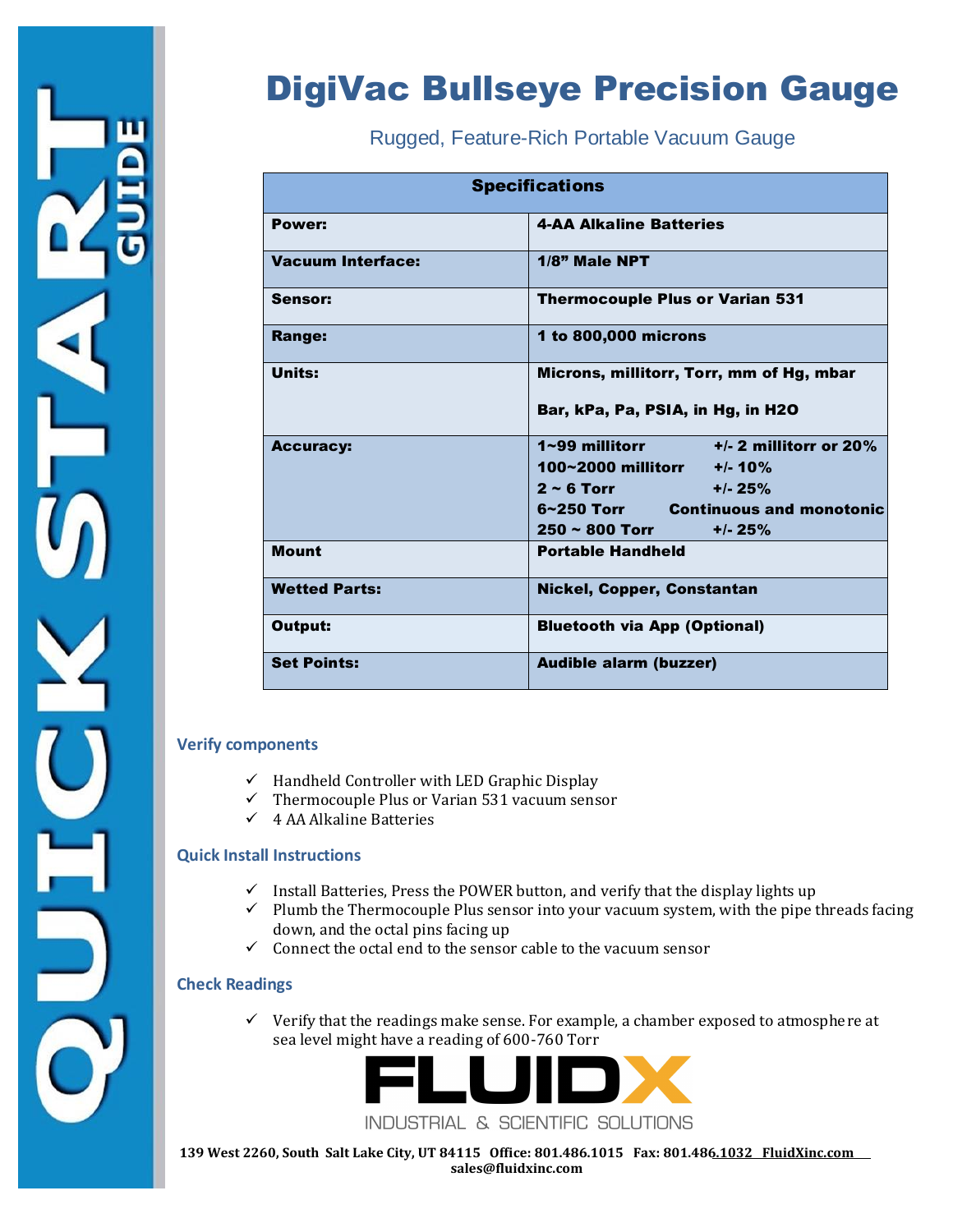QUICK START GUIDE

# DigiVac Bullseye Precision Gauge

Rugged, Feature-Rich Portable Vacuum Gauge

| Specifications | |
|---|---|
| **Power:** | **4-AA Alkaline Batteries** |
| **Vacuum Interface:** | **1/8" Male NPT** |
| **Sensor:** | **Thermocouple Plus or Varian 531** |
| **Range:** | **1 to 800,000 microns** |
| **Units:** | **Microns, millitorr, Torr, mm of Hg, mbar**<br><br>**Bar, kPa, Pa, PSIA, in Hg, in H2O** |
| **Accuracy:** | **1~99 millitorr +/- 2 millitorr or 20%**<br>**100~2000 millitorr +/- 10%**<br>**2 ~ 6 Torr +/- 25%**<br>**6~250 Torr Continuous and monotonic**<br>**250 ~ 800 Torr +/- 25%** |
| **Mount** | **Portable Handheld** |
| **Wetted Parts:** | **Nickel, Copper, Constantan** |
| **Output:** | **Bluetooth via App (Optional)** |
| **Set Points:** | **Audible alarm (buzzer)** |

## Verify components

- ✓ Handheld Controller with LED Graphic Display
- ✓ Thermocouple Plus or Varian 531 vacuum sensor
- ✓ 4 AA Alkaline Batteries

## Quick Install Instructions

- ✓ Install Batteries, Press the POWER button, and verify that the display lights up
- ✓ Plumb the Thermocouple Plus sensor into your vacuum system, with the pipe threads facing down, and the octal pins facing up
- ✓ Connect the octal end to the sensor cable to the vacuum sensor

## Check Readings

- ✓ Verify that the readings make sense. For example, a chamber exposed to atmosphere at sea level might have a reading of 600-760 Torr

FLUIDX
INDUSTRIAL & SCIENTIFIC SOLUTIONS

**139 West 2260, South Salt Lake City, UT 84115 Office: 801.486.1015 Fax: 801.486.1032 FluidXinc.com**
**sales@fluidxinc.com**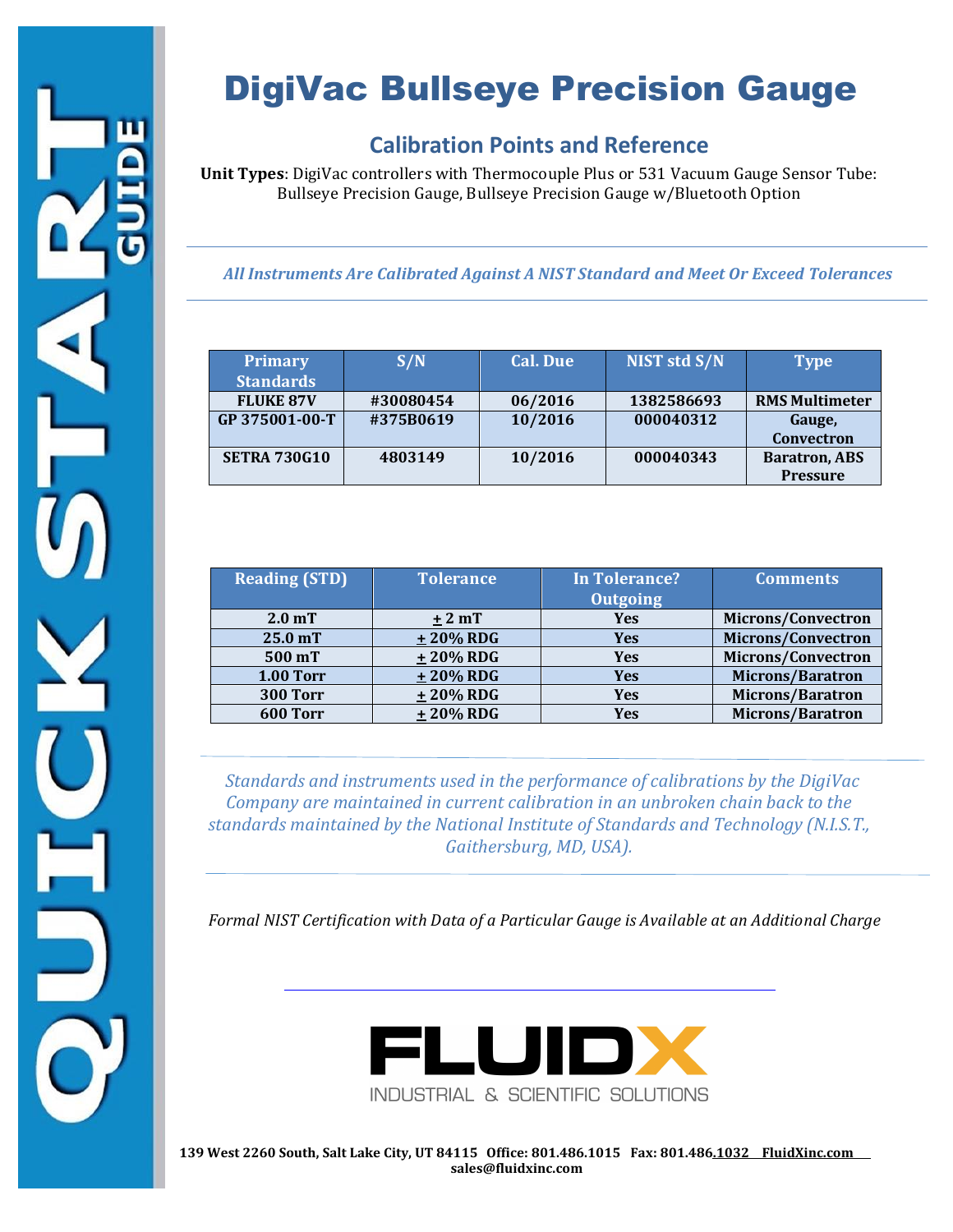# DigiVac Bullseye Precision Gauge

## Calibration Points and Reference

**Unit Types**: DigiVac controllers with Thermocouple Plus or 531 Vacuum Gauge Sensor Tube: Bullseye Precision Gauge, Bullseye Precision Gauge w/Bluetooth Option

*All Instruments Are Calibrated Against A NIST Standard and Meet Or Exceed Tolerances*

| Primary Standards | S/N | Cal. Due | NIST std S/N | Type |
|---|---|---|---|---|
| FLUKE 87V | #30080454 | 06/2016 | 1382586693 | RMS Multimeter |
| GP 375001-00-T | #375B0619 | 10/2016 | 000040312 | Gauge, Convectron |
| SETRA 730G10 | 4803149 | 10/2016 | 000040343 | Baratron, ABS Pressure |

| Reading (STD) | Tolerance | In Tolerance? Outgoing | Comments |
|---|---|---|---|
| 2.0 mT | ± 2 mT | Yes | Microns/Convectron |
| 25.0 mT | ± 20% RDG | Yes | Microns/Convectron |
| 500 mT | ± 20% RDG | Yes | Microns/Convectron |
| 1.00 Torr | ± 20% RDG | Yes | Microns/Baratron |
| 300 Torr | ± 20% RDG | Yes | Microns/Baratron |
| 600 Torr | ± 20% RDG | Yes | Microns/Baratron |

*Standards and instruments used in the performance of calibrations by the DigiVac Company are maintained in current calibration in an unbroken chain back to the standards maintained by the National Institute of Standards and Technology (N.I.S.T., Gaithersburg, MD, USA).*

*Formal NIST Certification with Data of a Particular Gauge is Available at an Additional Charge*

FLUIDX
INDUSTRIAL & SCIENTIFIC SOLUTIONS

**139 West 2260 South, Salt Lake City, UT 84115 Office: 801.486.1015 Fax: 801.486.1032 FluidXinc.com sales@fluidxinc.com**